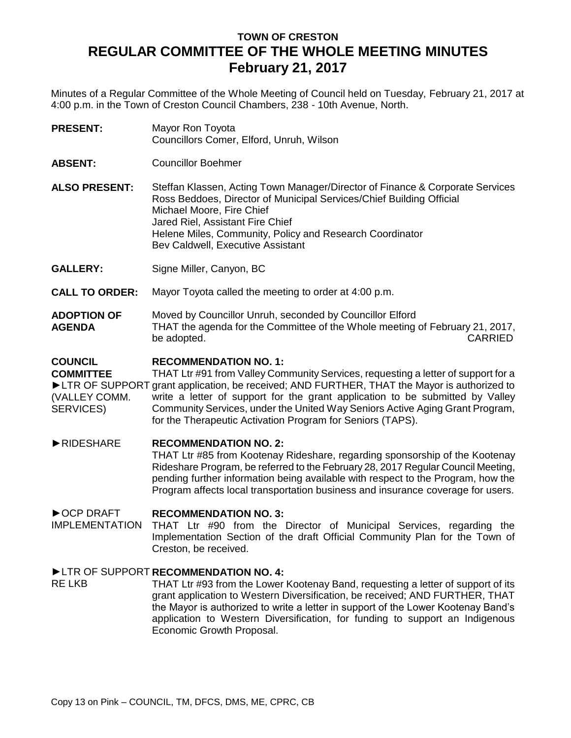# TOWN OF CRESTON
# REGULAR COMMITTEE OF THE WHOLE MEETING MINUTES
# February 21, 2017

Minutes of a Regular Committee of the Whole Meeting of Council held on Tuesday, February 21, 2017 at 4:00 p.m. in the Town of Creston Council Chambers, 238 - 10th Avenue, North.

**PRESENT:** Mayor Ron Toyota
Councillors Comer, Elford, Unruh, Wilson

**ABSENT:** Councillor Boehmer

**ALSO PRESENT:** Steffan Klassen, Acting Town Manager/Director of Finance & Corporate Services
Ross Beddoes, Director of Municipal Services/Chief Building Official
Michael Moore, Fire Chief
Jared Riel, Assistant Fire Chief
Helene Miles, Community, Policy and Research Coordinator
Bev Caldwell, Executive Assistant

**GALLERY:** Signe Miller, Canyon, BC

**CALL TO ORDER:** Mayor Toyota called the meeting to order at 4:00 p.m.

**ADOPTION OF AGENDA**

Moved by Councillor Unruh, seconded by Councillor Elford
THAT the agenda for the Committee of the Whole meeting of February 21, 2017, be adopted. CARRIED

**COUNCIL COMMITTEE**

►LTR OF SUPPORT (VALLEY COMM. SERVICES)

**RECOMMENDATION NO. 1:**
THAT Ltr #91 from Valley Community Services, requesting a letter of support for a grant application, be received; AND FURTHER, THAT the Mayor is authorized to write a letter of support for the grant application to be submitted by Valley Community Services, under the United Way Seniors Active Aging Grant Program, for the Therapeutic Activation Program for Seniors (TAPS).

►RIDESHARE

**RECOMMENDATION NO. 2:**
THAT Ltr #85 from Kootenay Rideshare, regarding sponsorship of the Kootenay Rideshare Program, be referred to the February 28, 2017 Regular Council Meeting, pending further information being available with respect to the Program, how the Program affects local transportation business and insurance coverage for users.

►OCP DRAFT IMPLEMENTATION

**RECOMMENDATION NO. 3:**
THAT Ltr #90 from the Director of Municipal Services, regarding the Implementation Section of the draft Official Community Plan for the Town of Creston, be received.

►LTR OF SUPPORT RE LKB

**RECOMMENDATION NO. 4:**
THAT Ltr #93 from the Lower Kootenay Band, requesting a letter of support of its grant application to Western Diversification, be received; AND FURTHER, THAT the Mayor is authorized to write a letter in support of the Lower Kootenay Band's application to Western Diversification, for funding to support an Indigenous Economic Growth Proposal.

Copy 13 on Pink – COUNCIL, TM, DFCS, DMS, ME, CPRC, CB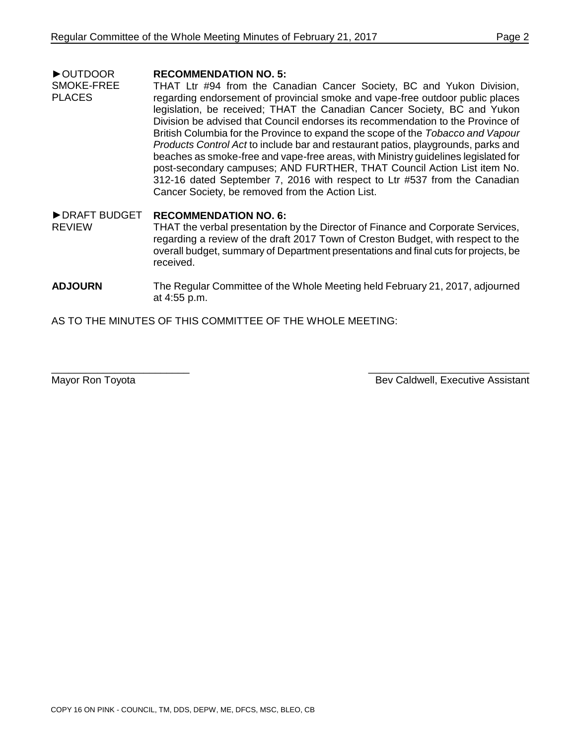►OUTDOOR SMOKE-FREE PLACES

**RECOMMENDATION NO. 5:**
THAT Ltr #94 from the Canadian Cancer Society, BC and Yukon Division, regarding endorsement of provincial smoke and vape-free outdoor public places legislation, be received; THAT the Canadian Cancer Society, BC and Yukon Division be advised that Council endorses its recommendation to the Province of British Columbia for the Province to expand the scope of the *Tobacco and Vapour Products Control Act* to include bar and restaurant patios, playgrounds, parks and beaches as smoke-free and vape-free areas, with Ministry guidelines legislated for post-secondary campuses; AND FURTHER, THAT Council Action List item No. 312-16 dated September 7, 2016 with respect to Ltr #537 from the Canadian Cancer Society, be removed from the Action List.

►DRAFT BUDGET REVIEW

**RECOMMENDATION NO. 6:**
THAT the verbal presentation by the Director of Finance and Corporate Services, regarding a review of the draft 2017 Town of Creston Budget, with respect to the overall budget, summary of Department presentations and final cuts for projects, be received.

**ADJOURN**

The Regular Committee of the Whole Meeting held February 21, 2017, adjourned at 4:55 p.m.

AS TO THE MINUTES OF THIS COMMITTEE OF THE WHOLE MEETING:

\_\_\_\_\_\_\_\_\_\_\_\_\_\_\_\_\_\_\_\_\_\_\_\_
Mayor Ron Toyota

\_\_\_\_\_\_\_\_\_\_\_\_\_\_\_\_\_\_\_\_\_\_\_\_
Bev Caldwell, Executive Assistant

COPY 16 ON PINK - COUNCIL, TM, DDS, DEPW, ME, DFCS, MSC, BLEO, CB